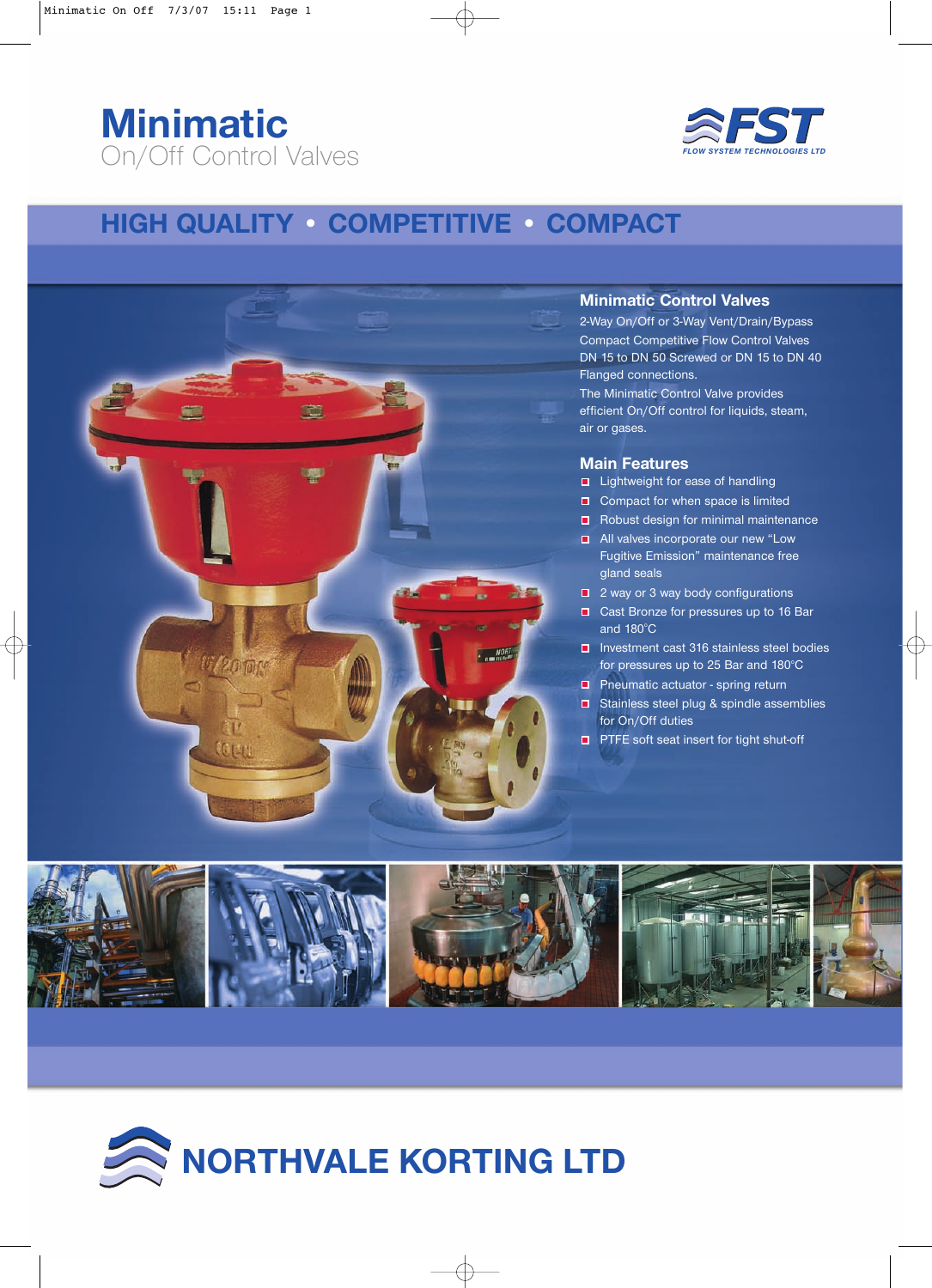# Minimatic

On/Off Control Valves

FLOW SYSTEM TECHNOLOGIES LTD

## HIGH QUALITY • COMPETITIVE • COMPACT

### Minimatic Control Valves

2-Way On/Off or 3-Way Vent/Drain/Bypass
Compact Competitive Flow Control Valves
DN 15 to DN 50 Screwed or DN 15 to DN 40 Flanged connections.

The Minimatic Control Valve provides efficient On/Off control for liquids, steam, air or gases.

### Main Features

- Lightweight for ease of handling
- Compact for when space is limited
- Robust design for minimal maintenance
- All valves incorporate our new "Low Fugitive Emission" maintenance free gland seals
- 2 way or 3 way body configurations
- Cast Bronze for pressures up to 16 Bar and 180°C
- Investment cast 316 stainless steel bodies for pressures up to 25 Bar and 180°C
- Pneumatic actuator - spring return
- Stainless steel plug & spindle assemblies for On/Off duties
- PTFE soft seat insert for tight shut-off

## NORTHVALE KORTING LTD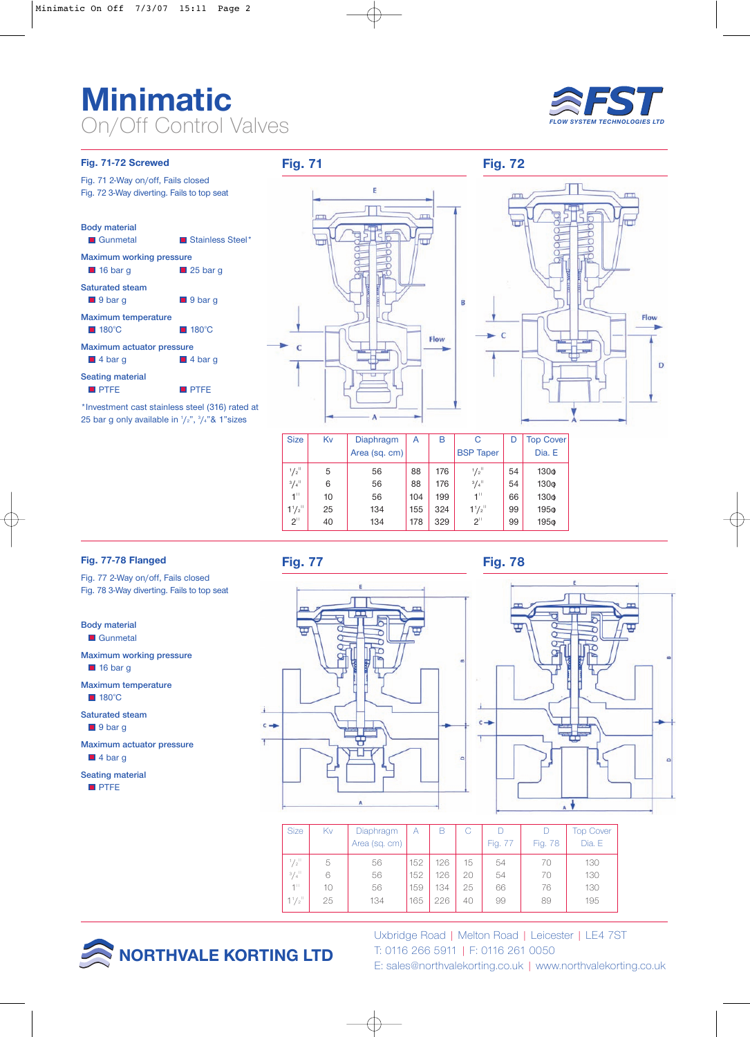# Minimatic

On/Off Control Valves

FST FLOW SYSTEM TECHNOLOGIES LTD

## Fig. 71-72 Screwed

Fig. 71 2-Way on/off, Fails closed
Fig. 72 3-Way diverting. Fails to top seat

**Body material**
- Gunmetal
- Stainless Steel*

**Maximum working pressure**
- 16 bar g
- 25 bar g

**Saturated steam**
- 9 bar g
- 9 bar g

**Maximum temperature**
- 180°C
- 180°C

**Maximum actuator pressure**
- 4 bar g
- 4 bar g

**Seating material**
- PTFE
- PTFE

*Investment cast stainless steel (316) rated at 25 bar g only available in 1/2", 3/4"& 1"sizes

### Fig. 71

E, B, C, Flow, A

### Fig. 72

Flow, C, D, A

| Size | Kv | Diaphragm Area (sq. cm) | A | B | C BSP Taper | D | Top Cover Dia. E |
|---|---|---|---|---|---|---|---|
| 1/2" | 5 | 56 | 88 | 176 | 1/2" | 54 | 130ф |
| 3/4" | 6 | 56 | 88 | 176 | 3/4" | 54 | 130ф |
| 1" | 10 | 56 | 104 | 199 | 1" | 66 | 130ф |
| 11/2" | 25 | 134 | 155 | 324 | 11/2" | 99 | 195ф |
| 2" | 40 | 134 | 178 | 329 | 2" | 99 | 195ф |

## Fig. 77-78 Flanged

Fig. 77 2-Way on/off, Fails closed
Fig. 78 3-Way diverting. Fails to top seat

**Body material**
- Gunmetal

**Maximum working pressure**
- 16 bar g

**Maximum temperature**
- 180°C

**Saturated steam**
- 9 bar g

**Maximum actuator pressure**
- 4 bar g

**Seating material**
- PTFE

### Fig. 77

E, B, C, D, A

### Fig. 78

E, B, C, D, A

| Size | Kv | Diaphragm Area (sq. cm) | A | B | C | D Fig. 77 | D Fig. 78 | Top Cover Dia. E |
|---|---|---|---|---|---|---|---|---|
| 1/2" | 5 | 56 | 152 | 126 | 15 | 54 | 70 | 130 |
| 3/4" | 6 | 56 | 152 | 126 | 20 | 54 | 70 | 130 |
| 1" | 10 | 56 | 159 | 134 | 25 | 66 | 76 | 130 |
| 11/2" | 25 | 134 | 165 | 226 | 40 | 99 | 89 | 195 |

**NORTHVALE KORTING LTD**

Uxbridge Road | Melton Road | Leicester | LE4 7ST
T: 0116 266 5911 | F: 0116 261 0050
E: sales@northvalekorting.co.uk | www.northvalekorting.co.uk